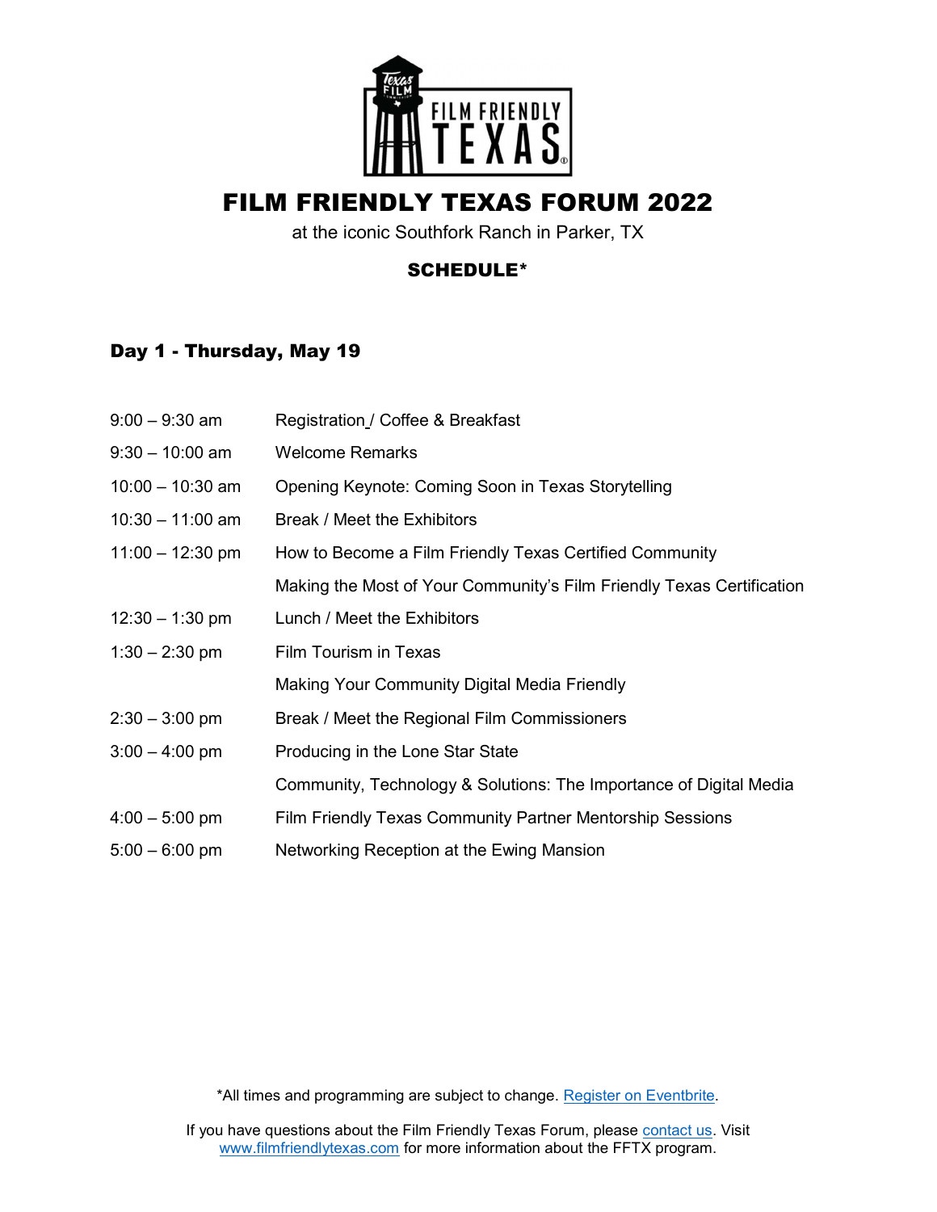# FILM FRIENDLY TEXAS FORUM 2022

at the iconic Southfork Ranch in Parker, TX

**SCHEDULE***

## Day 1 - Thursday, May 19

| | |
|---|---|
| 9:00 – 9:30 am | Registration / Coffee & Breakfast |
| 9:30 – 10:00 am | Welcome Remarks |
| 10:00 – 10:30 am | Opening Keynote: Coming Soon in Texas Storytelling |
| 10:30 – 11:00 am | Break / Meet the Exhibitors |
| 11:00 – 12:30 pm | How to Become a Film Friendly Texas Certified Community |
| | Making the Most of Your Community's Film Friendly Texas Certification |
| 12:30 – 1:30 pm | Lunch / Meet the Exhibitors |
| 1:30 – 2:30 pm | Film Tourism in Texas |
| | Making Your Community Digital Media Friendly |
| 2:30 – 3:00 pm | Break / Meet the Regional Film Commissioners |
| 3:00 – 4:00 pm | Producing in the Lone Star State |
| | Community, Technology & Solutions: The Importance of Digital Media |
| 4:00 – 5:00 pm | Film Friendly Texas Community Partner Mentorship Sessions |
| 5:00 – 6:00 pm | Networking Reception at the Ewing Mansion |

*All times and programming are subject to change. Register on Eventbrite.

If you have questions about the Film Friendly Texas Forum, please contact us. Visit www.filmfriendlytexas.com for more information about the FFTX program.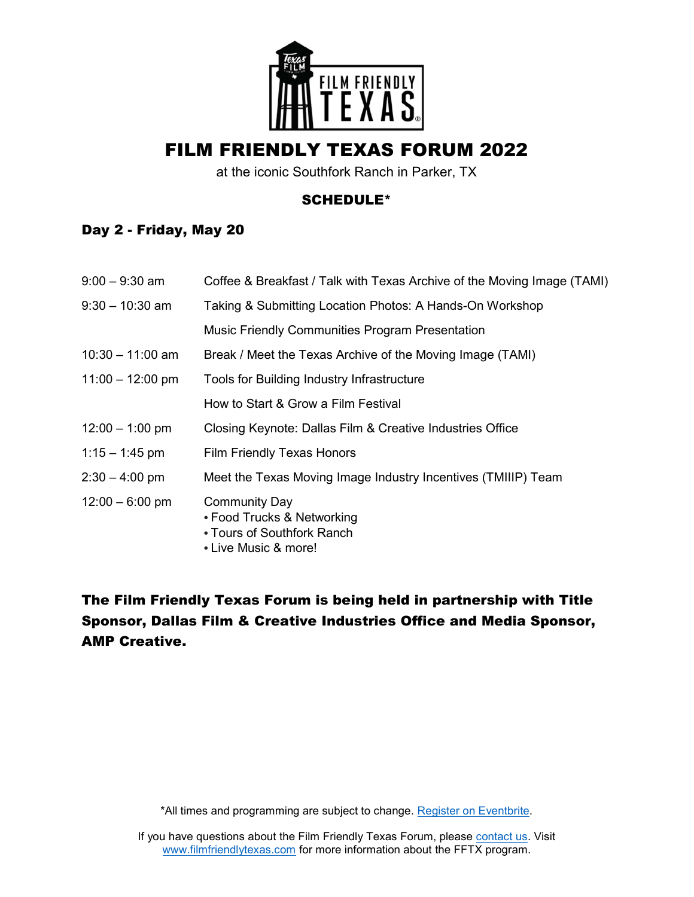# FILM FRIENDLY TEXAS FORUM 2022

at the iconic Southfork Ranch in Parker, TX

**SCHEDULE***

## Day 2 - Friday, May 20

| | |
|---|---|
| 9:00 – 9:30 am | Coffee & Breakfast / Talk with Texas Archive of the Moving Image (TAMI) |
| 9:30 – 10:30 am | Taking & Submitting Location Photos: A Hands-On Workshop |
| | Music Friendly Communities Program Presentation |
| 10:30 – 11:00 am | Break / Meet the Texas Archive of the Moving Image (TAMI) |
| 11:00 – 12:00 pm | Tools for Building Industry Infrastructure |
| | How to Start & Grow a Film Festival |
| 12:00 – 1:00 pm | Closing Keynote: Dallas Film & Creative Industries Office |
| 1:15 – 1:45 pm | Film Friendly Texas Honors |
| 2:30 – 4:00 pm | Meet the Texas Moving Image Industry Incentives (TMIIIP) Team |
| 12:00 – 6:00 pm | Community Day<br>• Food Trucks & Networking<br>• Tours of Southfork Ranch<br>• Live Music & more! |

**The Film Friendly Texas Forum is being held in partnership with Title Sponsor, Dallas Film & Creative Industries Office and Media Sponsor, AMP Creative.**

*All times and programming are subject to change. Register on Eventbrite.

If you have questions about the Film Friendly Texas Forum, please contact us. Visit www.filmfriendlytexas.com for more information about the FFTX program.